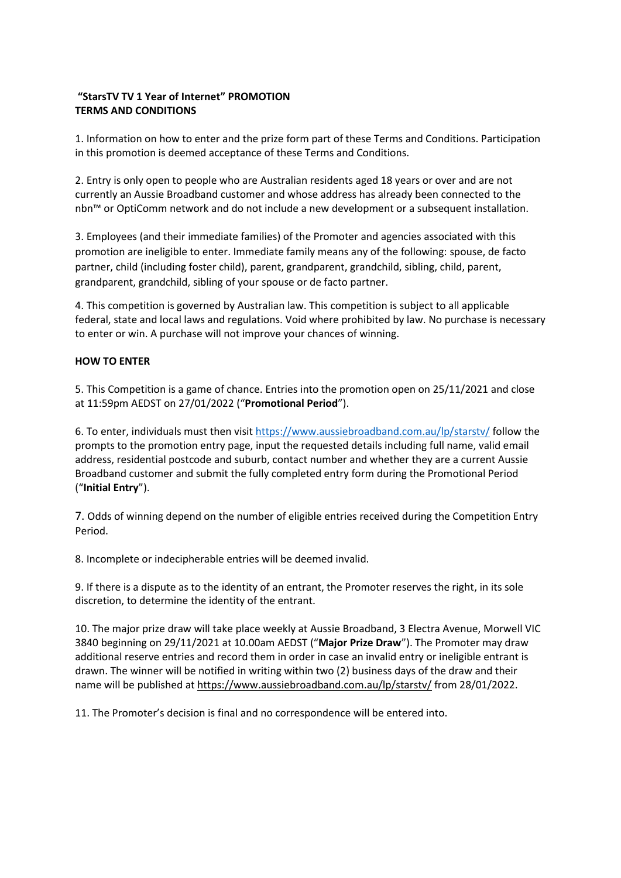**"StarsTV TV 1 Year of Internet" PROMOTION**
**TERMS AND CONDITIONS**

1. Information on how to enter and the prize form part of these Terms and Conditions. Participation in this promotion is deemed acceptance of these Terms and Conditions.

2. Entry is only open to people who are Australian residents aged 18 years or over and are not currently an Aussie Broadband customer and whose address has already been connected to the nbn™ or OptiComm network and do not include a new development or a subsequent installation.

3. Employees (and their immediate families) of the Promoter and agencies associated with this promotion are ineligible to enter. Immediate family means any of the following: spouse, de facto partner, child (including foster child), parent, grandparent, grandchild, sibling, child, parent, grandparent, grandchild, sibling of your spouse or de facto partner.

4. This competition is governed by Australian law. This competition is subject to all applicable federal, state and local laws and regulations. Void where prohibited by law. No purchase is necessary to enter or win. A purchase will not improve your chances of winning.

**HOW TO ENTER**

5. This Competition is a game of chance. Entries into the promotion open on 25/11/2021 and close at 11:59pm AEDST on 27/01/2022 ("**Promotional Period**").

6. To enter, individuals must then visit https://www.aussiebroadband.com.au/lp/starstv/ follow the prompts to the promotion entry page, input the requested details including full name, valid email address, residential postcode and suburb, contact number and whether they are a current Aussie Broadband customer and submit the fully completed entry form during the Promotional Period ("**Initial Entry**").

7. Odds of winning depend on the number of eligible entries received during the Competition Entry Period.

8. Incomplete or indecipherable entries will be deemed invalid.

9. If there is a dispute as to the identity of an entrant, the Promoter reserves the right, in its sole discretion, to determine the identity of the entrant.

10. The major prize draw will take place weekly at Aussie Broadband, 3 Electra Avenue, Morwell VIC 3840 beginning on 29/11/2021 at 10.00am AEDST ("**Major Prize Draw**"). The Promoter may draw additional reserve entries and record them in order in case an invalid entry or ineligible entrant is drawn. The winner will be notified in writing within two (2) business days of the draw and their name will be published at https://www.aussiebroadband.com.au/lp/starstv/ from 28/01/2022.

11. The Promoter's decision is final and no correspondence will be entered into.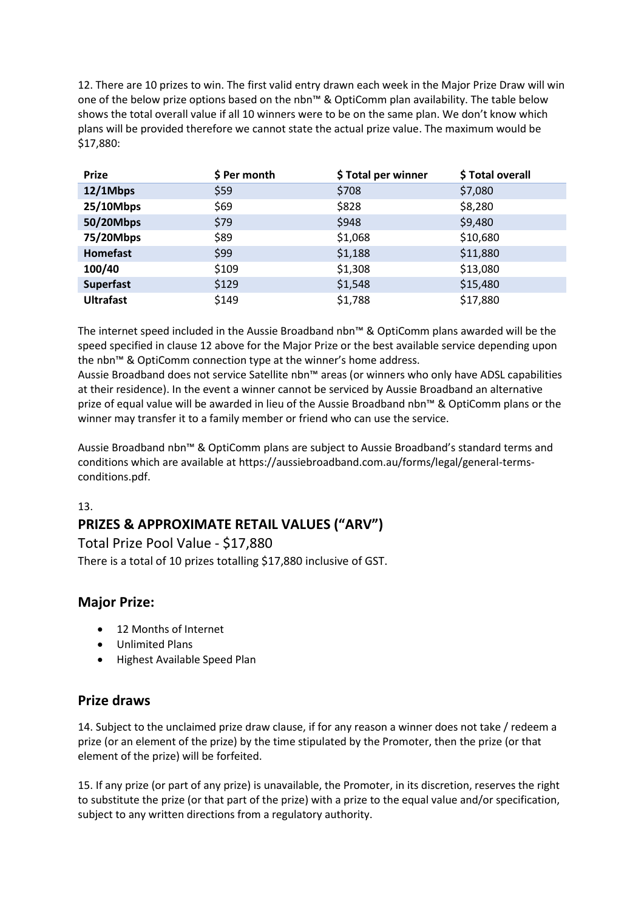12. There are 10 prizes to win. The first valid entry drawn each week in the Major Prize Draw will win one of the below prize options based on the nbn™ & OptiComm plan availability. The table below shows the total overall value if all 10 winners were to be on the same plan. We don't know which plans will be provided therefore we cannot state the actual prize value. The maximum would be $17,880:

| Prize | $ Per month | $ Total per winner | $ Total overall |
|---|---|---|---|
| **12/1Mbps** | $59 | $708 | $7,080 |
| **25/10Mbps** | $69 | $828 | $8,280 |
| **50/20Mbps** | $79 | $948 | $9,480 |
| **75/20Mbps** | $89 | $1,068 | $10,680 |
| **Homefast** | $99 | $1,188 | $11,880 |
| **100/40** | $109 | $1,308 | $13,080 |
| **Superfast** | $129 | $1,548 | $15,480 |
| **Ultrafast** | $149 | $1,788 | $17,880 |

The internet speed included in the Aussie Broadband nbn™ & OptiComm plans awarded will be the speed specified in clause 12 above for the Major Prize or the best available service depending upon the nbn™ & OptiComm connection type at the winner's home address.
Aussie Broadband does not service Satellite nbn™ areas (or winners who only have ADSL capabilities at their residence). In the event a winner cannot be serviced by Aussie Broadband an alternative prize of equal value will be awarded in lieu of the Aussie Broadband nbn™ & OptiComm plans or the winner may transfer it to a family member or friend who can use the service.

Aussie Broadband nbn™ & OptiComm plans are subject to Aussie Broadband's standard terms and conditions which are available at https://aussiebroadband.com.au/forms/legal/general-terms-conditions.pdf.

13.

## PRIZES & APPROXIMATE RETAIL VALUES ("ARV")

Total Prize Pool Value - $17,880

There is a total of 10 prizes totalling $17,880 inclusive of GST.

### Major Prize:

- 12 Months of Internet
- Unlimited Plans
- Highest Available Speed Plan

### Prize draws

14. Subject to the unclaimed prize draw clause, if for any reason a winner does not take / redeem a prize (or an element of the prize) by the time stipulated by the Promoter, then the prize (or that element of the prize) will be forfeited.

15. If any prize (or part of any prize) is unavailable, the Promoter, in its discretion, reserves the right to substitute the prize (or that part of the prize) with a prize to the equal value and/or specification, subject to any written directions from a regulatory authority.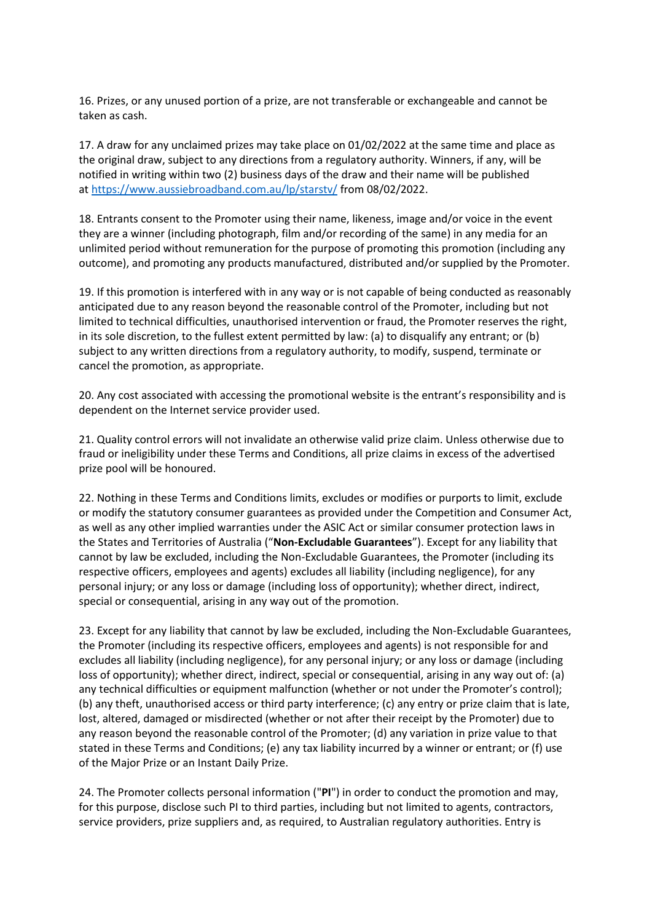16. Prizes, or any unused portion of a prize, are not transferable or exchangeable and cannot be taken as cash.

17. A draw for any unclaimed prizes may take place on 01/02/2022 at the same time and place as the original draw, subject to any directions from a regulatory authority. Winners, if any, will be notified in writing within two (2) business days of the draw and their name will be published at [https://www.aussiebroadband.com.au/lp/starstv/](https://www.aussiebroadband.com.au/lp/starstv/) from 08/02/2022.

18. Entrants consent to the Promoter using their name, likeness, image and/or voice in the event they are a winner (including photograph, film and/or recording of the same) in any media for an unlimited period without remuneration for the purpose of promoting this promotion (including any outcome), and promoting any products manufactured, distributed and/or supplied by the Promoter.

19. If this promotion is interfered with in any way or is not capable of being conducted as reasonably anticipated due to any reason beyond the reasonable control of the Promoter, including but not limited to technical difficulties, unauthorised intervention or fraud, the Promoter reserves the right, in its sole discretion, to the fullest extent permitted by law: (a) to disqualify any entrant; or (b) subject to any written directions from a regulatory authority, to modify, suspend, terminate or cancel the promotion, as appropriate.

20. Any cost associated with accessing the promotional website is the entrant's responsibility and is dependent on the Internet service provider used.

21. Quality control errors will not invalidate an otherwise valid prize claim. Unless otherwise due to fraud or ineligibility under these Terms and Conditions, all prize claims in excess of the advertised prize pool will be honoured.

22. Nothing in these Terms and Conditions limits, excludes or modifies or purports to limit, exclude or modify the statutory consumer guarantees as provided under the Competition and Consumer Act, as well as any other implied warranties under the ASIC Act or similar consumer protection laws in the States and Territories of Australia ("**Non-Excludable Guarantees**"). Except for any liability that cannot by law be excluded, including the Non-Excludable Guarantees, the Promoter (including its respective officers, employees and agents) excludes all liability (including negligence), for any personal injury; or any loss or damage (including loss of opportunity); whether direct, indirect, special or consequential, arising in any way out of the promotion.

23. Except for any liability that cannot by law be excluded, including the Non-Excludable Guarantees, the Promoter (including its respective officers, employees and agents) is not responsible for and excludes all liability (including negligence), for any personal injury; or any loss or damage (including loss of opportunity); whether direct, indirect, special or consequential, arising in any way out of: (a) any technical difficulties or equipment malfunction (whether or not under the Promoter's control); (b) any theft, unauthorised access or third party interference; (c) any entry or prize claim that is late, lost, altered, damaged or misdirected (whether or not after their receipt by the Promoter) due to any reason beyond the reasonable control of the Promoter; (d) any variation in prize value to that stated in these Terms and Conditions; (e) any tax liability incurred by a winner or entrant; or (f) use of the Major Prize or an Instant Daily Prize.

24. The Promoter collects personal information ("**PI**") in order to conduct the promotion and may, for this purpose, disclose such PI to third parties, including but not limited to agents, contractors, service providers, prize suppliers and, as required, to Australian regulatory authorities. Entry is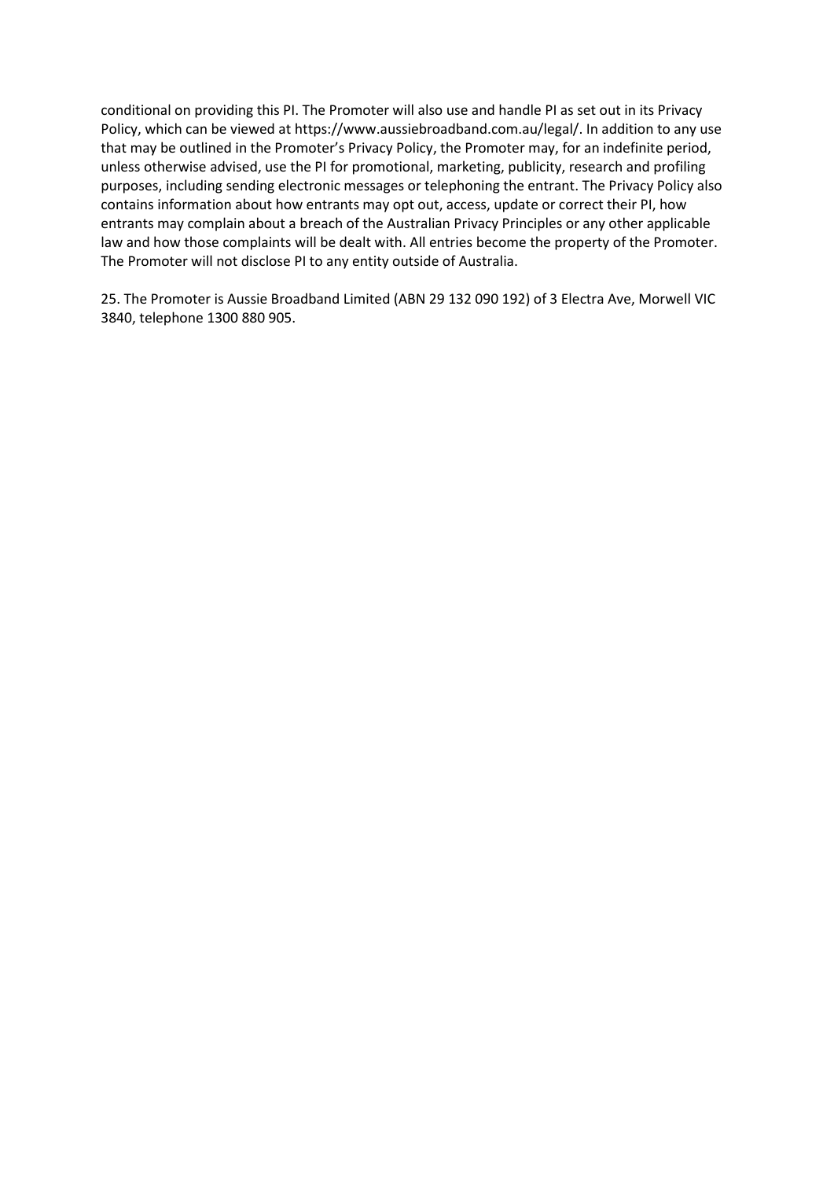conditional on providing this PI. The Promoter will also use and handle PI as set out in its Privacy Policy, which can be viewed at https://www.aussiebroadband.com.au/legal/. In addition to any use that may be outlined in the Promoter's Privacy Policy, the Promoter may, for an indefinite period, unless otherwise advised, use the PI for promotional, marketing, publicity, research and profiling purposes, including sending electronic messages or telephoning the entrant. The Privacy Policy also contains information about how entrants may opt out, access, update or correct their PI, how entrants may complain about a breach of the Australian Privacy Principles or any other applicable law and how those complaints will be dealt with. All entries become the property of the Promoter. The Promoter will not disclose PI to any entity outside of Australia.

25. The Promoter is Aussie Broadband Limited (ABN 29 132 090 192) of 3 Electra Ave, Morwell VIC 3840, telephone 1300 880 905.